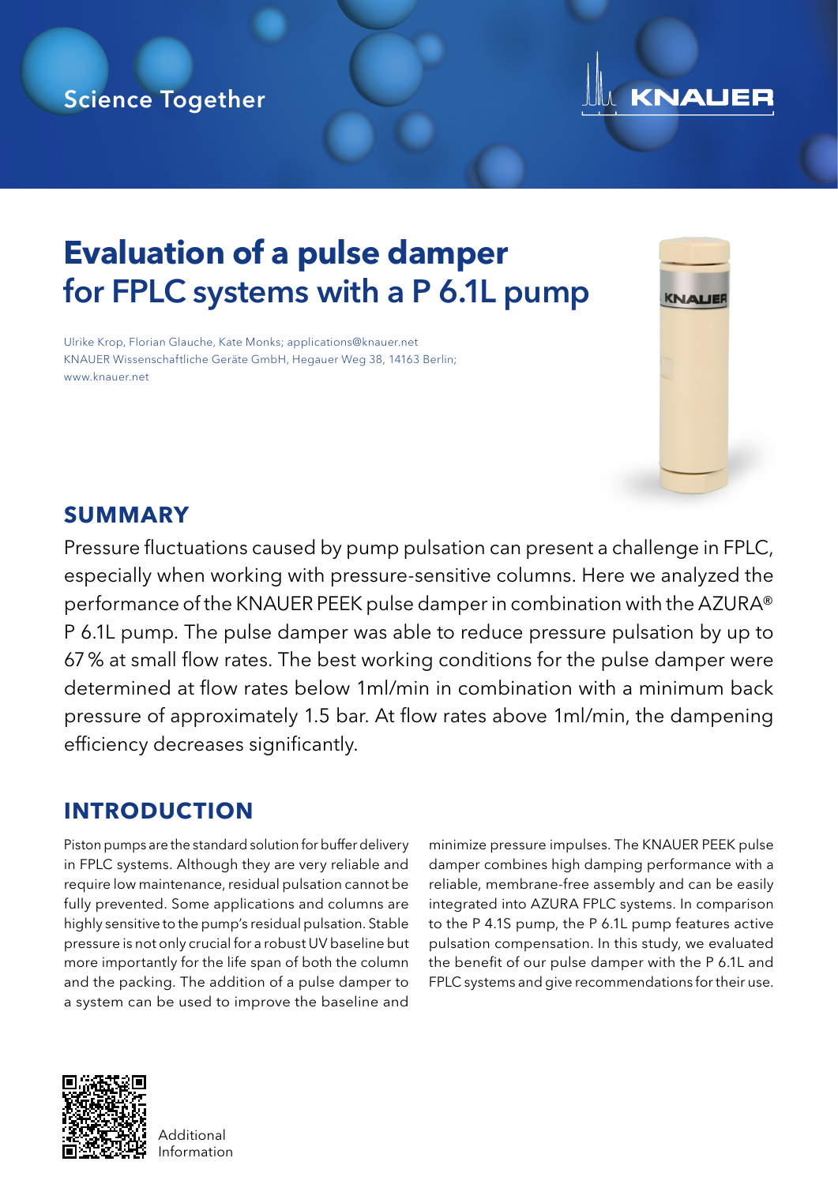# Evaluation of a pulse damper for FPLC systems with a P 6.1L pump

Ulrike Krop, Florian Glauche, Kate Monks; applications@knauer.net
KNAUER Wissenschaftliche Geräte GmbH, Hegauer Weg 38, 14163 Berlin;
www.knauer.net

## SUMMARY

Pressure fluctuations caused by pump pulsation can present a challenge in FPLC, especially when working with pressure-sensitive columns. Here we analyzed the performance of the KNAUER PEEK pulse damper in combination with the AZURA® P 6.1L pump. The pulse damper was able to reduce pressure pulsation by up to 67 % at small flow rates. The best working conditions for the pulse damper were determined at flow rates below 1ml/min in combination with a minimum back pressure of approximately 1.5 bar. At flow rates above 1ml/min, the dampening efficiency decreases significantly.

## INTRODUCTION

Piston pumps are the standard solution for buffer delivery in FPLC systems. Although they are very reliable and require low maintenance, residual pulsation cannot be fully prevented. Some applications and columns are highly sensitive to the pump's residual pulsation. Stable pressure is not only crucial for a robust UV baseline but more importantly for the life span of both the column and the packing. The addition of a pulse damper to a system can be used to improve the baseline and minimize pressure impulses. The KNAUER PEEK pulse damper combines high damping performance with a reliable, membrane-free assembly and can be easily integrated into AZURA FPLC systems. In comparison to the P 4.1S pump, the P 6.1L pump features active pulsation compensation. In this study, we evaluated the benefit of our pulse damper with the P 6.1L and FPLC systems and give recommendations for their use.

Additional Information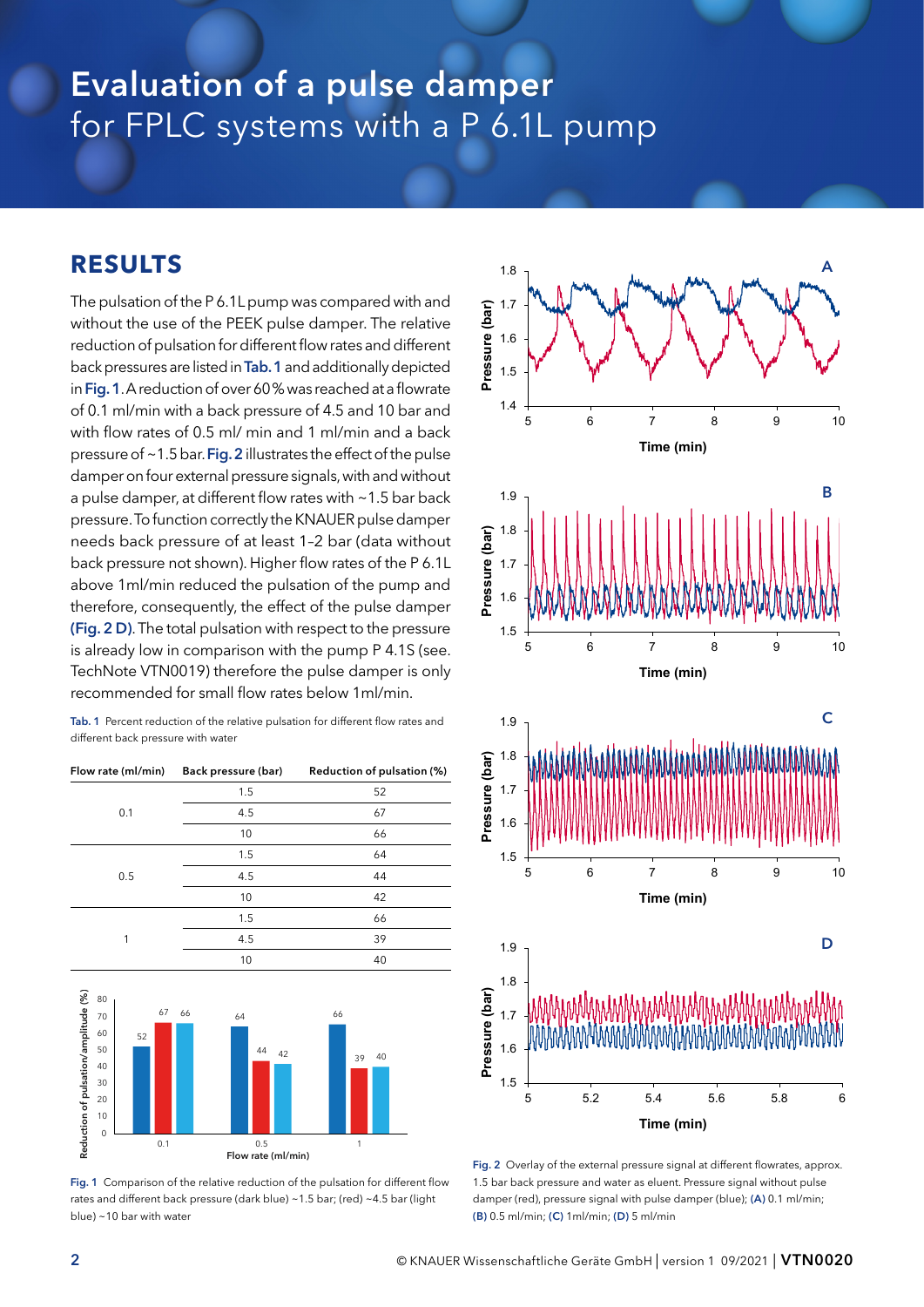# Evaluation of a pulse damper for FPLC systems with a P 6.1L pump

## RESULTS

The pulsation of the P 6.1L pump was compared with and without the use of the PEEK pulse damper. The relative reduction of pulsation for different flow rates and different back pressures are listed in Tab. 1 and additionally depicted in Fig. 1. A reduction of over 60 % was reached at a flowrate of 0.1 ml/min with a back pressure of 4.5 and 10 bar and with flow rates of 0.5 ml/ min and 1 ml/min and a back pressure of ~1.5 bar. Fig. 2 illustrates the effect of the pulse damper on four external pressure signals, with and without a pulse damper, at different flow rates with ~1.5 bar back pressure. To function correctly the KNAUER pulse damper needs back pressure of at least 1–2 bar (data without back pressure not shown). Higher flow rates of the P 6.1L above 1 ml/min reduced the pulsation of the pump and therefore, consequently, the effect of the pulse damper (Fig. 2 D). The total pulsation with respect to the pressure is already low in comparison with the pump P 4.1S (see. TechNote VTN0019) therefore the pulse damper is only recommended for small flow rates below 1 ml/min.

Tab. 1 Percent reduction of the relative pulsation for different flow rates and different back pressure with water

| Flow rate (ml/min) | Back pressure (bar) | Reduction of pulsation (%) |
|---|---|---|
| 0.1 | 1.5 | 52 |
| | 4.5 | 67 |
| | 10 | 66 |
| 0.5 | 1.5 | 64 |
| | 4.5 | 44 |
| | 10 | 42 |
| 1 | 1.5 | 66 |
| | 4.5 | 39 |
| | 10 | 40 |

Fig. 1 Comparison of the relative reduction of the pulsation for different flow rates and different back pressure (dark blue) ~1.5 bar; (red) ~4.5 bar (light blue) ~10 bar with water

Fig. 2 Overlay of the external pressure signal at different flowrates, approx. 1.5 bar back pressure and water as eluent. Pressure signal without pulse damper (red), pressure signal with pulse damper (blue); (A) 0.1 ml/min; (B) 0.5 ml/min; (C) 1ml/min; (D) 5 ml/min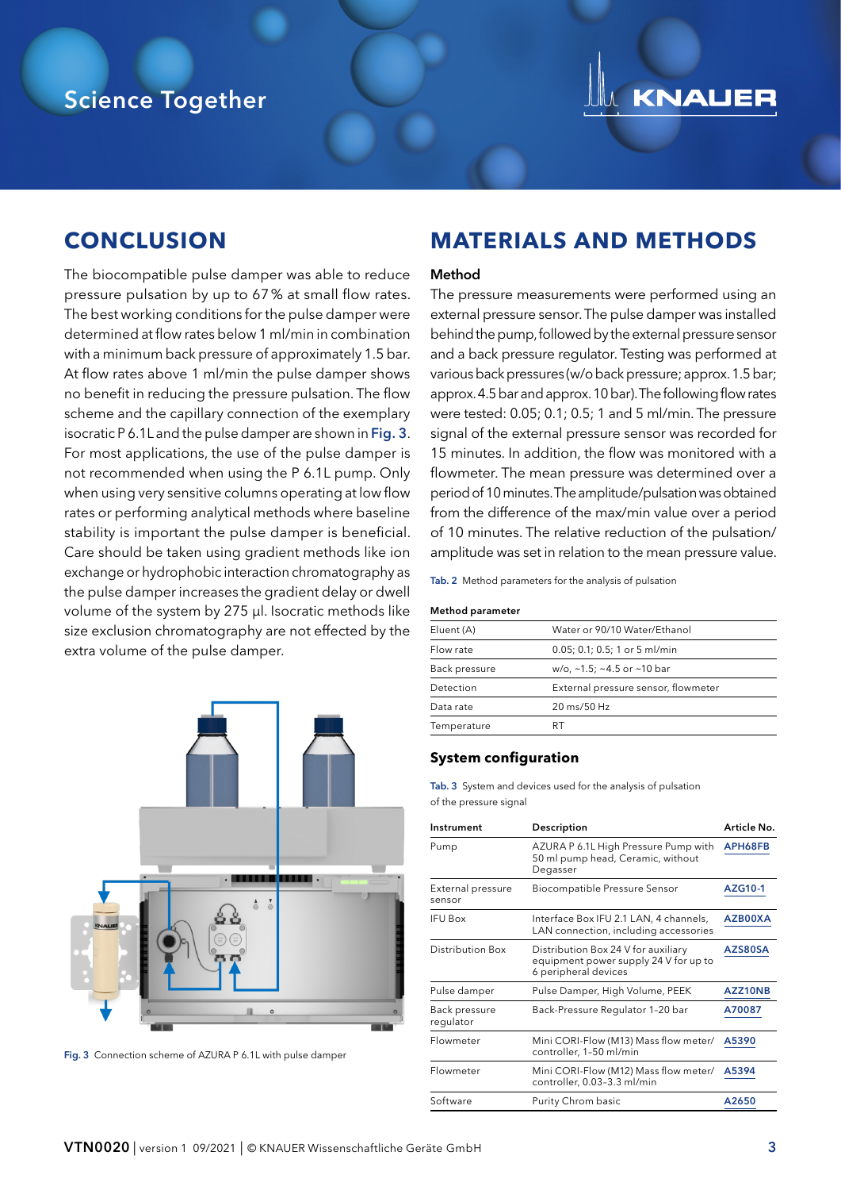## CONCLUSION

The biocompatible pulse damper was able to reduce pressure pulsation by up to 67 % at small flow rates. The best working conditions for the pulse damper were determined at flow rates below 1 ml/min in combination with a minimum back pressure of approximately 1.5 bar. At flow rates above 1 ml/min the pulse damper shows no benefit in reducing the pressure pulsation. The flow scheme and the capillary connection of the exemplary isocratic P 6.1L and the pulse damper are shown in Fig. 3. For most applications, the use of the pulse damper is not recommended when using the P 6.1L pump. Only when using very sensitive columns operating at low flow rates or performing analytical methods where baseline stability is important the pulse damper is beneficial. Care should be taken using gradient methods like ion exchange or hydrophobic interaction chromatography as the pulse damper increases the gradient delay or dwell volume of the system by 275 µl. Isocratic methods like size exclusion chromatography are not effected by the extra volume of the pulse damper.

Fig. 3 Connection scheme of AZURA P 6.1L with pulse damper

## MATERIALS AND METHODS

### Method

The pressure measurements were performed using an external pressure sensor. The pulse damper was installed behind the pump, followed by the external pressure sensor and a back pressure regulator. Testing was performed at various back pressures (w/o back pressure; approx. 1.5 bar; approx. 4.5 bar and approx. 10 bar). The following flow rates were tested: 0.05; 0.1; 0.5; 1 and 5 ml/min. The pressure signal of the external pressure sensor was recorded for 15 minutes. In addition, the flow was monitored with a flowmeter. The mean pressure was determined over a period of 10 minutes. The amplitude/pulsation was obtained from the difference of the max/min value over a period of 10 minutes. The relative reduction of the pulsation/amplitude was set in relation to the mean pressure value.

Tab. 2 Method parameters for the analysis of pulsation

| Method parameter | |
|---|---|
| Eluent (A) | Water or 90/10 Water/Ethanol |
| Flow rate | 0.05; 0.1; 0.5; 1 or 5 ml/min |
| Back pressure | w/o, ~1.5; ~4.5 or ~10 bar |
| Detection | External pressure sensor, flowmeter |
| Data rate | 20 ms/50 Hz |
| Temperature | RT |

### System configuration

Tab. 3 System and devices used for the analysis of pulsation of the pressure signal

| Instrument | Description | Article No. |
|---|---|---|
| Pump | AZURA P 6.1L High Pressure Pump with 50 ml pump head, Ceramic, without Degasser | APH68FB |
| External pressure sensor | Biocompatible Pressure Sensor | AZG10-1 |
| IFU Box | Interface Box IFU 2.1 LAN, 4 channels, LAN connection, including accessories | AZB00XA |
| Distribution Box | Distribution Box 24 V for auxiliary equipment power supply 24 V for up to 6 peripheral devices | AZS80SA |
| Pulse damper | Pulse Damper, High Volume, PEEK | AZZ10NB |
| Back pressure regulator | Back-Pressure Regulator 1–20 bar | A70087 |
| Flowmeter | Mini CORI-Flow (M13) Mass flow meter/ controller, 1–50 ml/min | A5390 |
| Flowmeter | Mini CORI-Flow (M12) Mass flow meter/ controller, 0.03–3.3 ml/min | A5394 |
| Software | Purity Chrom basic | A2650 |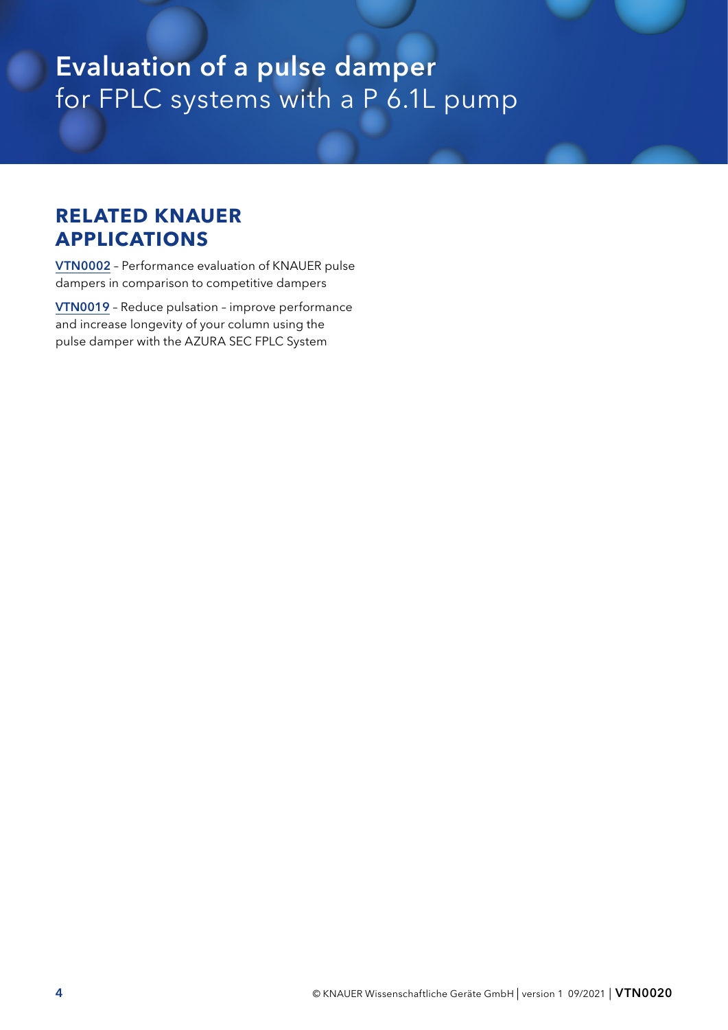# Evaluation of a pulse damper
for FPLC systems with a P 6.1L pump

## RELATED KNAUER APPLICATIONS

VTN0002 – Performance evaluation of KNAUER pulse dampers in comparison to competitive dampers

VTN0019 – Reduce pulsation – improve performance and increase longevity of your column using the pulse damper with the AZURA SEC FPLC System